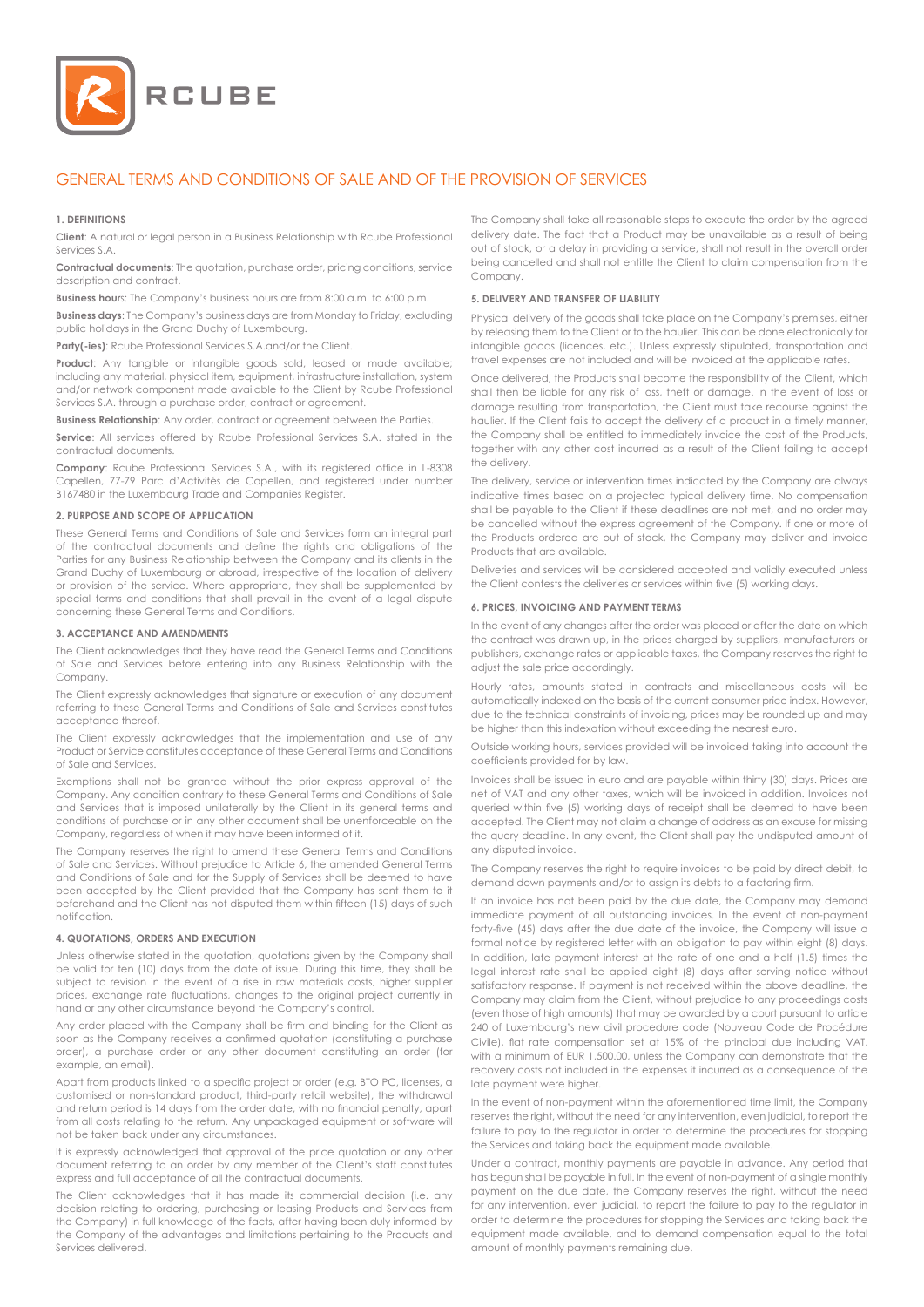RCUBE

# GENERAL TERMS AND CONDITIONS OF SALE AND OF THE PROVISION OF SERVICES

## 1. DEFINITIONS

**Client**: A natural or legal person in a Business Relationship with Rcube Professional Services S.A.

**Contractual documents**: The quotation, purchase order, pricing conditions, service description and contract.

**Business hours**: The Company's business hours are from 8:00 a.m. to 6:00 p.m.

**Business days**: The Company's business days are from Monday to Friday, excluding public holidays in the Grand Duchy of Luxembourg.

**Party(-ies)**: Rcube Professional Services S.A.and/or the Client.

**Product**: Any tangible or intangible goods sold, leased or made available; including any material, physical item, equipment, infrastructure installation, system and/or network component made available to the Client by Rcube Professional Services S.A. through a purchase order, contract or agreement.

**Business Relationship**: Any order, contract or agreement between the Parties.

**Service**: All services offered by Rcube Professional Services S.A. stated in the contractual documents.

**Company**: Rcube Professional Services S.A., with its registered office in L-8308 Capellen, 77-79 Parc d'Activités de Capellen, and registered under number B167480 in the Luxembourg Trade and Companies Register.

## 2. PURPOSE AND SCOPE OF APPLICATION

These General Terms and Conditions of Sale and Services form an integral part of the contractual documents and define the rights and obligations of the Parties for any Business Relationship between the Company and its clients in the Grand Duchy of Luxembourg or abroad, irrespective of the location of delivery or provision of the service. Where appropriate, they shall be supplemented by special terms and conditions that shall prevail in the event of a legal dispute concerning these General Terms and Conditions.

## 3. ACCEPTANCE AND AMENDMENTS

The Client acknowledges that they have read the General Terms and Conditions of Sale and Services before entering into any Business Relationship with the Company.

The Client expressly acknowledges that signature or execution of any document referring to these General Terms and Conditions of Sale and Services constitutes acceptance thereof.

The Client expressly acknowledges that the implementation and use of any Product or Service constitutes acceptance of these General Terms and Conditions of Sale and Services.

Exemptions shall not be granted without the prior express approval of the Company. Any condition contrary to these General Terms and Conditions of Sale and Services that is imposed unilaterally by the Client in its general terms and conditions of purchase or in any other document shall be unenforceable on the Company, regardless of when it may have been informed of it.

The Company reserves the right to amend these General Terms and Conditions of Sale and Services. Without prejudice to Article 6, the amended General Terms and Conditions of Sale and for the Supply of Services shall be deemed to have been accepted by the Client provided that the Company has sent them to it beforehand and the Client has not disputed them within fifteen (15) days of such notification.

## 4. QUOTATIONS, ORDERS AND EXECUTION

Unless otherwise stated in the quotation, quotations given by the Company shall be valid for ten (10) days from the date of issue. During this time, they shall be subject to revision in the event of a rise in raw materials costs, higher supplier prices, exchange rate fluctuations, changes to the original project currently in hand or any other circumstance beyond the Company's control.

Any order placed with the Company shall be firm and binding for the Client as soon as the Company receives a confirmed quotation (constituting a purchase order), a purchase order or any other document constituting an order (for example, an email).

Apart from products linked to a specific project or order (e.g. BTO PC, licenses, a customised or non-standard product, third-party retail website), the withdrawal and return period is 14 days from the order date, with no financial penalty, apart from all costs relating to the return. Any unpackaged equipment or software will not be taken back under any circumstances.

It is expressly acknowledged that approval of the price quotation or any other document referring to an order by any member of the Client's staff constitutes express and full acceptance of all the contractual documents.

The Client acknowledges that it has made its commercial decision (i.e. any decision relating to ordering, purchasing or leasing Products and Services from the Company) in full knowledge of the facts, after having been duly informed by the Company of the advantages and limitations pertaining to the Products and Services delivered.

The Company shall take all reasonable steps to execute the order by the agreed delivery date. The fact that a Product may be unavailable as a result of being out of stock, or a delay in providing a service, shall not result in the overall order being cancelled and shall not entitle the Client to claim compensation from the Company.

## 5. DELIVERY AND TRANSFER OF LIABILITY

Physical delivery of the goods shall take place on the Company's premises, either by releasing them to the Client or to the haulier. This can be done electronically for intangible goods (licences, etc.). Unless expressly stipulated, transportation and travel expenses are not included and will be invoiced at the applicable rates.

Once delivered, the Products shall become the responsibility of the Client, which shall then be liable for any risk of loss, theft or damage. In the event of loss or damage resulting from transportation, the Client must take recourse against the haulier. If the Client fails to accept the delivery of a product in a timely manner, the Company shall be entitled to immediately invoice the cost of the Products, together with any other cost incurred as a result of the Client failing to accept the delivery.

The delivery, service or intervention times indicated by the Company are always indicative times based on a projected typical delivery time. No compensation shall be payable to the Client if these deadlines are not met, and no order may be cancelled without the express agreement of the Company. If one or more of the Products ordered are out of stock, the Company may deliver and invoice Products that are available.

Deliveries and services will be considered accepted and validly executed unless the Client contests the deliveries or services within five (5) working days.

## 6. PRICES, INVOICING AND PAYMENT TERMS

In the event of any changes after the order was placed or after the date on which the contract was drawn up, in the prices charged by suppliers, manufacturers or publishers, exchange rates or applicable taxes, the Company reserves the right to adjust the sale price accordingly.

Hourly rates, amounts stated in contracts and miscellaneous costs will be automatically indexed on the basis of the current consumer price index. However, due to the technical constraints of invoicing, prices may be rounded up and may be higher than this indexation without exceeding the nearest euro.

Outside working hours, services provided will be invoiced taking into account the coefficients provided for by law.

Invoices shall be issued in euro and are payable within thirty (30) days. Prices are net of VAT and any other taxes, which will be invoiced in addition. Invoices not queried within five (5) working days of receipt shall be deemed to have been accepted. The Client may not claim a change of address as an excuse for missing the query deadline. In any event, the Client shall pay the undisputed amount of any disputed invoice.

The Company reserves the right to require invoices to be paid by direct debit, to demand down payments and/or to assign its debts to a factoring firm.

If an invoice has not been paid by the due date, the Company may demand immediate payment of all outstanding invoices. In the event of non-payment forty-five (45) days after the due date of the invoice, the Company will issue a formal notice by registered letter with an obligation to pay within eight (8) days. In addition, late payment interest at the rate of one and a half (1.5) times the legal interest rate shall be applied eight (8) days after serving notice without satisfactory response. If payment is not received within the above deadline, the Company may claim from the Client, without prejudice to any proceedings costs (even those of high amounts) that may be awarded by a court pursuant to article 240 of Luxembourg's new civil procedure code (Nouveau Code de Procédure Civile), flat rate compensation set at 15% of the principal due including VAT, with a minimum of EUR 1,500.00, unless the Company can demonstrate that the recovery costs not included in the expenses it incurred as a consequence of the late payment were higher.

In the event of non-payment within the aforementioned time limit, the Company reserves the right, without the need for any intervention, even judicial, to report the failure to pay to the regulator in order to determine the procedures for stopping the Services and taking back the equipment made available.

Under a contract, monthly payments are payable in advance. Any period that has begun shall be payable in full. In the event of non-payment of a single monthly payment on the due date, the Company reserves the right, without the need for any intervention, even judicial, to report the failure to pay to the regulator in order to determine the procedures for stopping the Services and taking back the equipment made available, and to demand compensation equal to the total amount of monthly payments remaining due.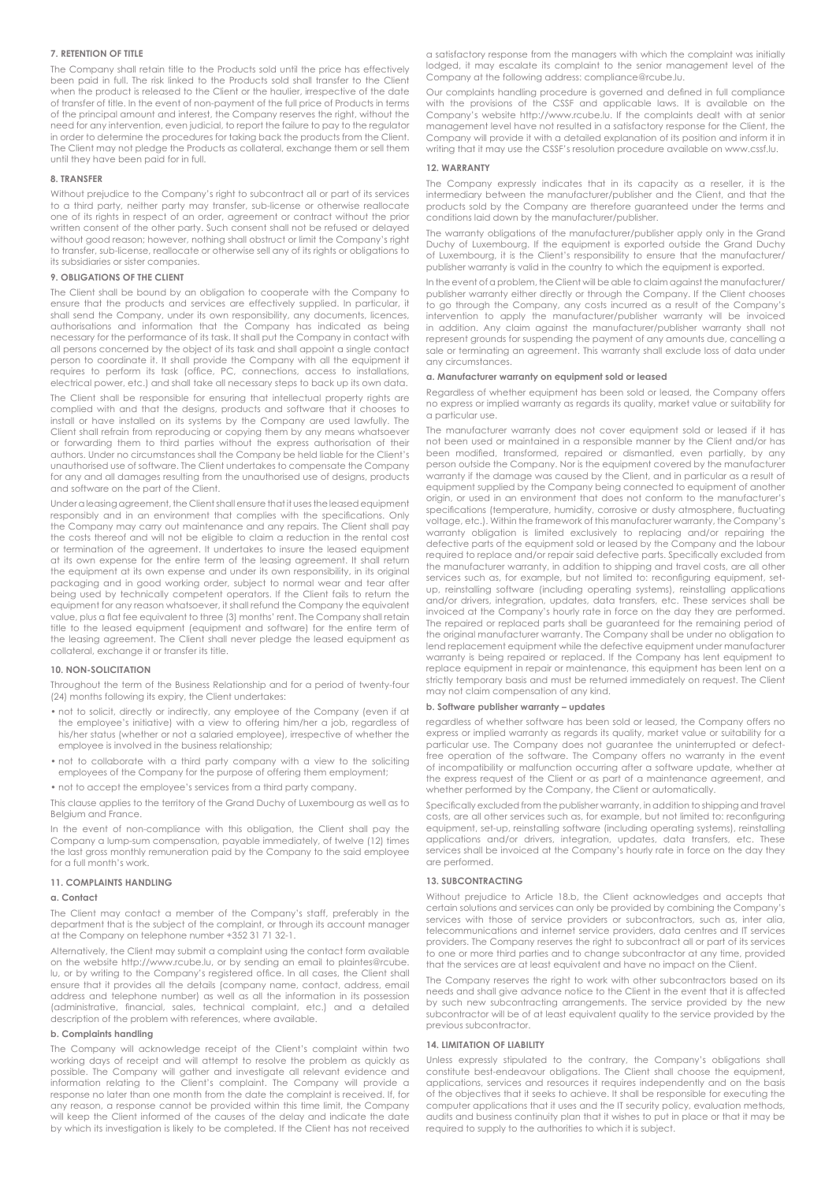### 7. RETENTION OF TITLE

The Company shall retain title to the Products sold until the price has effectively been paid in full. The risk linked to the Products sold shall transfer to the Client when the product is released to the Client or the haulier, irrespective of the date of transfer of title. In the event of non-payment of the full price of Products in terms of the principal amount and interest, the Company reserves the right, without the need for any intervention, even judicial, to report the failure to pay to the regulator in order to determine the procedures for taking back the products from the Client. The Client may not pledge the Products as collateral, exchange them or sell them until they have been paid for in full.

### 8. TRANSFER

Without prejudice to the Company's right to subcontract all or part of its services to a third party, neither party may transfer, sub-license or otherwise reallocate one of its rights in respect of an order, agreement or contract without the prior written consent of the other party. Such consent shall not be refused or delayed without good reason; however, nothing shall obstruct or limit the Company's right to transfer, sub-license, reallocate or otherwise sell any of its rights or obligations to its subsidiaries or sister companies.

### 9. OBLIGATIONS OF THE CLIENT

The Client shall be bound by an obligation to cooperate with the Company to ensure that the products and services are effectively supplied. In particular, it shall send the Company, under its own responsibility, any documents, licences, authorisations and information that the Company has indicated as being necessary for the performance of its task. It shall put the Company in contact with all persons concerned by the object of its task and shall appoint a single contact person to coordinate it. It shall provide the Company with all the equipment it requires to perform its task (office, PC, connections, access to installations, electrical power, etc.) and shall take all necessary steps to back up its own data.

The Client shall be responsible for ensuring that intellectual property rights are complied with and that the designs, products and software that it chooses to install or have installed on its systems by the Company are used lawfully. The Client shall refrain from reproducing or copying them by any means whatsoever or forwarding them to third parties without the express authorisation of their authors. Under no circumstances shall the Company be held liable for the Client's unauthorised use of software. The Client undertakes to compensate the Company for any and all damages resulting from the unauthorised use of designs, products and software on the part of the Client.

Under a leasing agreement, the Client shall ensure that it uses the leased equipment responsibly and in an environment that complies with the specifications. Only the Company may carry out maintenance and any repairs. The Client shall pay the costs thereof and will not be eligible to claim a reduction in the rental cost or termination of the agreement. It undertakes to insure the leased equipment at its own expense for the entire term of the leasing agreement. It shall return the equipment at its own expense and under its own responsibility, in its original packaging and in good working order, subject to normal wear and tear after being used by technically competent operators. If the Client fails to return the equipment for any reason whatsoever, it shall refund the Company the equivalent value, plus a flat fee equivalent to three (3) months' rent. The Company shall retain title to the leased equipment (equipment and software) for the entire term of the leasing agreement. The Client shall never pledge the leased equipment as collateral, exchange it or transfer its title.

### 10. NON-SOLICITATION

Throughout the term of the Business Relationship and for a period of twenty-four (24) months following its expiry, the Client undertakes:

- not to solicit, directly or indirectly, any employee of the Company (even if at the employee's initiative) with a view to offering him/her a job, regardless of his/her status (whether or not a salaried employee), irrespective of whether the employee is involved in the business relationship;
- not to collaborate with a third party company with a view to the soliciting employees of the Company for the purpose of offering them employment;
- not to accept the employee's services from a third party company.

This clause applies to the territory of the Grand Duchy of Luxembourg as well as to Belgium and France.

In the event of non-compliance with this obligation, the Client shall pay the Company a lump-sum compensation, payable immediately, of twelve (12) times the last gross monthly remuneration paid by the Company to the said employee for a full month's work.

### 11. COMPLAINTS HANDLING

#### a. Contact

The Client may contact a member of the Company's staff, preferably in the department that is the subject of the complaint, or through its account manager at the Company on telephone number +352 31 71 32-1.

Alternatively, the Client may submit a complaint using the contact form available on the website http://www.rcube.lu, or by sending an email to plaintes@rcube.lu, or by writing to the Company's registered office. In all cases, the Client shall ensure that it provides all the details (company name, contact, address, email address and telephone number) as well as all the information in its possession (administrative, financial, sales, technical complaint, etc.) and a detailed description of the problem with references, where available.

#### b. Complaints handling

The Company will acknowledge receipt of the Client's complaint within two working days of receipt and will attempt to resolve the problem as quickly as possible. The Company will gather and investigate all relevant evidence and information relating to the Client's complaint. The Company will provide a response no later than one month from the date the complaint is received. If, for any reason, a response cannot be provided within this time limit, the Company will keep the Client informed of the causes of the delay and indicate the date by which its investigation is likely to be completed. If the Client has not received a satisfactory response from the managers with which the complaint was initially lodged, it may escalate its complaint to the senior management level of the Company at the following address: compliance@rcube.lu.

Our complaints handling procedure is governed and defined in full compliance with the provisions of the CSSF and applicable laws. It is available on the Company's website http://www.rcube.lu. If the complaints dealt with at senior management level have not resulted in a satisfactory response for the Client, the Company will provide it with a detailed explanation of its position and inform it in writing that it may use the CSSF's resolution procedure available on www.cssf.lu.

### 12. WARRANTY

The Company expressly indicates that in its capacity as a reseller, it is the intermediary between the manufacturer/publisher and the Client, and that the products sold by the Company are therefore guaranteed under the terms and conditions laid down by the manufacturer/publisher.

The warranty obligations of the manufacturer/publisher apply only in the Grand Duchy of Luxembourg. If the equipment is exported outside the Grand Duchy of Luxembourg, it is the Client's responsibility to ensure that the manufacturer/publisher warranty is valid in the country to which the equipment is exported.

In the event of a problem, the Client will be able to claim against the manufacturer/publisher warranty either directly or through the Company. If the Client chooses to go through the Company, any costs incurred as a result of the Company's intervention to apply the manufacturer/publisher warranty will be invoiced in addition. Any claim against the manufacturer/publisher warranty shall not represent grounds for suspending the payment of any amounts due, cancelling a sale or terminating an agreement. This warranty shall exclude loss of data under any circumstances.

#### a. Manufacturer warranty on equipment sold or leased

Regardless of whether equipment has been sold or leased, the Company offers no express or implied warranty as regards its quality, market value or suitability for a particular use.

The manufacturer warranty does not cover equipment sold or leased if it has not been used or maintained in a responsible manner by the Client and/or has been modified, transformed, repaired or dismantled, even partially, by any person outside the Company. Nor is the equipment covered by the manufacturer warranty if the damage was caused by the Client, and in particular as a result of equipment supplied by the Company being connected to equipment of another origin, or used in an environment that does not conform to the manufacturer's specifications (temperature, humidity, corrosive or dusty atmosphere, fluctuating voltage, etc.). Within the framework of this manufacturer warranty, the Company's warranty obligation is limited exclusively to replacing and/or repairing the defective parts of the equipment sold or leased by the Company and the labour required to replace and/or repair said defective parts. Specifically excluded from the manufacturer warranty, in addition to shipping and travel costs, are all other services such as, for example, but not limited to: reconfiguring equipment, set-up, reinstalling software (including operating systems), reinstalling applications and/or drivers, integration, updates, data transfers, etc. These services shall be invoiced at the Company's hourly rate in force on the day they are performed. The repaired or replaced parts shall be guaranteed for the remaining period of the original manufacturer warranty. The Company shall be under no obligation to lend replacement equipment while the defective equipment under manufacturer warranty is being repaired or replaced. If the Company has lent equipment to replace equipment in repair or maintenance, this equipment has been lent on a strictly temporary basis and must be returned immediately on request. The Client may not claim compensation of any kind.

#### b. Software publisher warranty – updates

regardless of whether software has been sold or leased, the Company offers no express or implied warranty as regards its quality, market value or suitability for a particular use. The Company does not guarantee the uninterrupted or defect-free operation of the software. The Company offers no warranty in the event of incompatibility or malfunction occurring after a software update, whether at the express request of the Client or as part of a maintenance agreement, and whether performed by the Company, the Client or automatically.

Specifically excluded from the publisher warranty, in addition to shipping and travel costs, are all other services such as, for example, but not limited to: reconfiguring equipment, set-up, reinstalling software (including operating systems), reinstalling applications and/or drivers, integration, updates, data transfers, etc. These services shall be invoiced at the Company's hourly rate in force on the day they are performed.

### 13. SUBCONTRACTING

Without prejudice to Article 18.b, the Client acknowledges and accepts that certain solutions and services can only be provided by combining the Company's services with those of service providers or subcontractors, such as, inter alia, telecommunications and internet service providers, data centres and IT services providers. The Company reserves the right to subcontract all or part of its services to one or more third parties and to change subcontractor at any time, provided that the services are at least equivalent and have no impact on the Client.

The Company reserves the right to work with other subcontractors based on its needs and shall give advance notice to the Client in the event that it is affected by such new subcontracting arrangements. The service provided by the new subcontractor will be of at least equivalent quality to the service provided by the previous subcontractor.

### 14. LIMITATION OF LIABILITY

Unless expressly stipulated to the contrary, the Company's obligations shall constitute best-endeavour obligations. The Client shall choose the equipment, applications, services and resources it requires independently and on the basis of the objectives that it seeks to achieve. It shall be responsible for executing the computer applications that it uses and the IT security policy, evaluation methods, audits and business continuity plan that it wishes to put in place or that it may be required to supply to the authorities to which it is subject.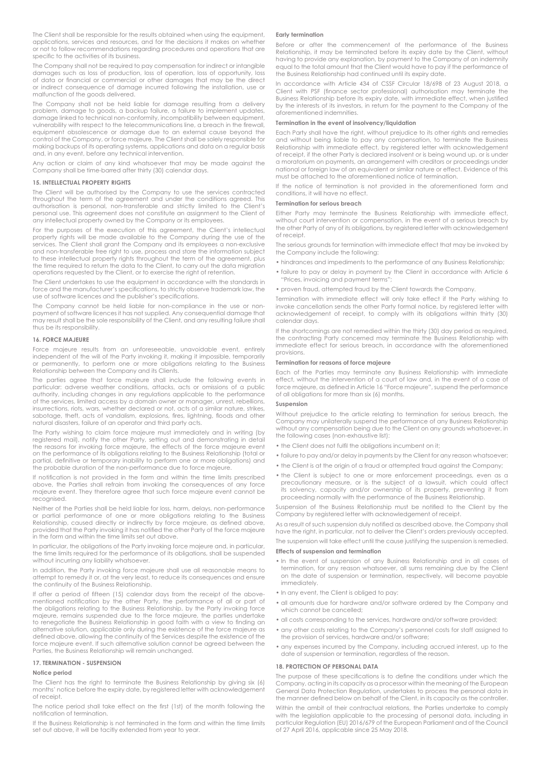The Client shall be responsible for the results obtained when using the equipment, applications, services and resources, and for the decisions it makes on whether or not to follow recommendations regarding procedures and operations that are specific to the activities of its business.

The Company shall not be required to pay compensation for indirect or intangible damages such as loss of production, loss of operation, loss of opportunity, loss of data or financial or commercial or other damages that may be the direct or indirect consequence of damage incurred following the installation, use or malfunction of the goods delivered.

The Company shall not be held liable for damage resulting from a delivery problem, damage to goods, a backup failure, a failure to implement updates, damage linked to technical non-conformity, incompatibility between equipment, vulnerability with respect to the telecommunications line, a breach in the firewall, equipment obsolescence or damage due to an external cause beyond the control of the Company, or force majeure. The Client shall be solely responsible for making backups of its operating systems, applications and data on a regular basis and, in any event, before any technical intervention.

Any action or claim of any kind whatsoever that may be made against the Company shall be time-barred after thirty (30) calendar days.

### 15. INTELLECTUAL PROPERTY RIGHTS

The Client will be authorised by the Company to use the services contracted throughout the term of the agreement and under the conditions agreed. This authorisation is personal, non-transferable and strictly limited to the Client's personal use. This agreement does not constitute an assignment to the Client of any intellectual property owned by the Company or its employees.

For the purposes of the execution of this agreement, the Client's intellectual property rights will be made available to the Company during the use of the services. The Client shall grant the Company and its employees a non-exclusive and non-transferable free right to use, process and store the information subject to these intellectual property rights throughout the term of the agreement, plus the time required to return the data to the Client, to carry out the data migration operations requested by the Client, or to exercise the right of retention.

The Client undertakes to use the equipment in accordance with the standards in force and the manufacturer's specifications, to strictly observe trademark law, the use of software licences and the publisher's specifications.

The Company cannot be held liable for non-compliance in the use or non-payment of software licences it has not supplied. Any consequential damage that may result shall be the sole responsibility of the Client, and any resulting failure shall thus be its responsibility.

### 16. FORCE MAJEURE

Force majeure results from an unforeseeable, unavoidable event, entirely independent of the will of the Party invoking it, making it impossible, temporarily or permanently, to perform one or more obligations relating to the Business Relationship between the Company and its Clients.

The parties agree that force majeure shall include the following events in particular: adverse weather conditions, attacks, acts or omissions of a public authority, including changes in any regulations applicable to the performance of the services, limited access by a domain owner or manager, unrest, rebellions, insurrections, riots, wars, whether declared or not, acts of a similar nature, strikes, sabotage, theft, acts of vandalism, explosions, fires, lightning, floods and other natural disasters, failure of an operator and third party acts.

The Party wishing to claim force majeure must immediately and in writing (by registered mail), notify the other Party, setting out and demonstrating in detail the reasons for invoking force majeure, the effects of the force majeure event on the performance of its obligations relating to the Business Relationship (total or partial, definitive or temporary inability to perform one or more obligations) and the probable duration of the non-performance due to force majeure.

If notification is not provided in the form and within the time limits prescribed above, the Parties shall refrain from invoking the consequences of any force majeure event. They therefore agree that such force majeure event cannot be recognised.

Neither of the Parties shall be held liable for loss, harm, delays, non-performance or partial performance of one or more obligations relating to the Business Relationship, caused directly or indirectly by force majeure, as defined above, provided that the Party invoking it has notified the other Party of the force majeure in the form and within the time limits set out above.

In particular, the obligations of the Party invoking force majeure and, in particular, the time limits required for the performance of its obligations, shall be suspended without incurring any liability whatsoever.

In addition, the Party invoking force majeure shall use all reasonable means to attempt to remedy it or, at the very least, to reduce its consequences and ensure the continuity of the Business Relationship.

If after a period of fifteen (15) calendar days from the receipt of the above-mentioned notification by the other Party, the performance of all or part of the obligations relating to the Business Relationship, by the Party invoking force majeure, remains suspended due to the force majeure, the parties undertake to renegotiate the Business Relationship in good faith with a view to finding an alternative solution, applicable only during the existence of the force majeure as defined above, allowing the continuity of the Services despite the existence of the force majeure event. If such alternative solution cannot be agreed between the Parties, the Business Relationship will remain unchanged.

### 17. TERMINATION - SUSPENSION

**Notice period**

The Client has the right to terminate the Business Relationship by giving six (6) months' notice before the expiry date, by registered letter with acknowledgement of receipt.

The notice period shall take effect on the first (1st) of the month following the notification of termination.

If the Business Relationship is not terminated in the form and within the time limits set out above, it will be tacitly extended from year to year.

**Early termination**

Before or after the commencement of the performance of the Business Relationship, it may be terminated before its expiry date by the Client, without having to provide any explanation, by payment to the Company of an indemnity equal to the total amount that the Client would have to pay if the performance of the Business Relationship had continued until its expiry date.

In accordance with Article 434 of CSSF Circular 18/698 of 23 August 2018, a Client with PSF (finance sector professional) authorisation may terminate the Business Relationship before its expiry date, with immediate effect, when justified by the interests of its investors, in return for the payment to the Company of the aforementioned indemnities.

**Termination in the event of insolvency/liquidation**

Each Party shall have the right, without prejudice to its other rights and remedies and without being liable to pay any compensation, to terminate the Business Relationship with immediate effect, by registered letter with acknowledgement of receipt, if the other Party is declared insolvent or is being wound up, or is under a moratorium on payments, an arrangement with creditors or proceedings under national or foreign law of an equivalent or similar nature or effect. Evidence of this must be attached to the aforementioned notice of termination.

If the notice of termination is not provided in the aforementioned form and conditions, it will have no effect.

**Termination for serious breach**

Either Party may terminate the Business Relationship with immediate effect, without court intervention or compensation, in the event of a serious breach by the other Party of any of its obligations, by registered letter with acknowledgement of receipt.

The serious grounds for termination with immediate effect that may be invoked by the Company include the following:

- hindrances and impediments to the performance of any Business Relationship;
- failure to pay or delay in payment by the Client in accordance with Article 6 "Prices, invoicing and payment terms";
- proven fraud, attempted fraud by the Client towards the Company.

Termination with immediate effect will only take effect if the Party wishing to invoke cancellation sends the other Party formal notice, by registered letter with acknowledgement of receipt, to comply with its obligations within thirty (30) calendar days.

If the shortcomings are not remedied within the thirty (30) day period as required, the contracting Party concerned may terminate the Business Relationship with immediate effect for serious breach, in accordance with the aforementioned provisions.

**Termination for reasons of force majeure**

Each of the Parties may terminate any Business Relationship with immediate effect, without the intervention of a court of law and, in the event of a case of force majeure, as defined in Article 16 "Force majeure", suspend the performance of all obligations for more than six (6) months.

**Suspension**

Without prejudice to the article relating to termination for serious breach, the Company may unilaterally suspend the performance of any Business Relationship without any compensation being due to the Client on any grounds whatsoever, in the following cases (non-exhaustive list):

- the Client does not fulfil the obligations incumbent on it;
- failure to pay and/or delay in payments by the Client for any reason whatsoever;
- the Client is at the origin of a fraud or attempted fraud against the Company;
- the Client is subject to one or more enforcement proceedings, even as a precautionary measure, or is the subject of a lawsuit, which could affect its solvency, capacity and/or ownership of its property, preventing it from proceeding normally with the performance of the Business Relationship.

Suspension of the Business Relationship must be notified to the Client by the Company by registered letter with acknowledgement of receipt.

As a result of such suspension duly notified as described above, the Company shall have the right, in particular, not to deliver the Client's orders previously accepted.

The suspension will take effect until the cause justifying the suspension is remedied.

**Effects of suspension and termination**

- In the event of suspension of any Business Relationship and in all cases of termination, for any reason whatsoever, all sums remaining due by the Client on the date of suspension or termination, respectively, will become payable immediately.
- In any event, the Client is obliged to pay:
- all amounts due for hardware and/or software ordered by the Company and which cannot be cancelled;
- all costs corresponding to the services, hardware and/or software provided;
- any other costs relating to the Company's personnel costs for staff assigned to the provision of services, hardware and/or software;
- any expenses incurred by the Company, including accrued interest, up to the date of suspension or termination, regardless of the reason.

### 18. PROTECTION OF PERSONAL DATA

The purpose of these specifications is to define the conditions under which the Company, acting in its capacity as a processor within the meaning of the European General Data Protection Regulation, undertakes to process the personal data in the manner defined below on behalf of the Client, in its capacity as the controller.

Within the ambit of their contractual relations, the Parties undertake to comply with the legislation applicable to the processing of personal data, including in particular Regulation (EU) 2016/679 of the European Parliament and of the Council of 27 April 2016, applicable since 25 May 2018.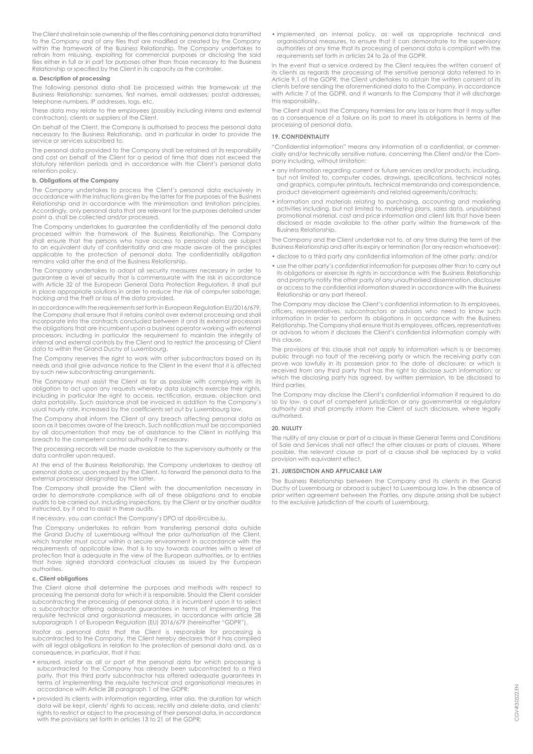The Client shall retain sole ownership of the files containing personal data transmitted to the Company and of any files that are modified or created by the Company within the framework of the Business Relationship. The Company undertakes to refrain from misusing, exploiting for commercial purposes or disclosing the said files either in full or in part for purposes other than those necessary to the Business Relationship or specified by the Client in its capacity as the controller.

**a. Description of processing**

The following personal data shall be processed within the framework of the Business Relationship: surnames, first names, email addresses, postal addresses, telephone numbers, IP addresses, logs, etc.

These data may relate to the employees (possibly including interns and external contractors), clients or suppliers of the Client.

On behalf of the Client, the Company is authorised to process the personal data necessary to the Business Relationship, and in particular in order to provide the service or services subscribed to.

The personal data provided to the Company shall be retained at its responsibility and cost on behalf of the Client for a period of time that does not exceed the statutory retention periods and in accordance with the Client's personal data retention policy.

**b. Obligations of the Company**

The Company undertakes to process the Client's personal data exclusively in accordance with the instructions given by the latter for the purposes of the Business Relationship and in accordance with the minimisation and limitation principles. Accordingly, only personal data that are relevant for the purposes detailed under point a. shall be collected and/or processed.

The Company undertakes to guarantee the confidentiality of the personal data processed within the framework of the Business Relationship. The Company shall ensure that the persons who have access to personal data are subject to an equivalent duty of confidentiality and are made aware of the principles applicable to the protection of personal data. The confidentiality obligation remains valid after the end of the Business Relationship.

The Company undertakes to adopt all security measures necessary in order to guarantee a level of security that is commensurate with the risk in accordance with Article 32 of the European General Data Protection Regulation. It shall put in place appropriate solutions in order to reduce the risk of computer sabotage, hacking and the theft or loss of the data provided.

In accordance with the requirements set forth in European Regulation EU/2016/679, the Company shall ensure that it retains control over external processing and shall incorporate into the contracts concluded between it and its external processors the obligations that are incumbent upon a business operator working with external processors, including in particular the requirement to maintain the integrity of internal and external controls by the Client and to restrict the processing of Client data to within the Grand Duchy of Luxembourg.

The Company reserves the right to work with other subcontractors based on its needs and shall give advance notice to the Client in the event that it is affected by such new subcontracting arrangements.

The Company must assist the Client as far as possible with complying with its obligation to act upon any requests whereby data subjects exercise their rights, including in particular the right to access, rectification, erasure, objection and data portability. Such assistance shall be invoiced in addition to the Company's usual hourly rate, increased by the coefficients set out by Luxembourg law.

The Company shall inform the Client of any breach affecting personal data as soon as it becomes aware of the breach. Such notification must be accompanied by all documentation that may be of assistance to the Client in notifying this breach to the competent control authority if necessary.

The processing records will be made available to the supervisory authority or the data controller upon request.

At the end of the Business Relationship, the Company undertakes to destroy all personal data or, upon request by the Client, to forward the personal data to the external processor designated by the latter.

The Company shall provide the Client with the documentation necessary in order to demonstrate compliance with all of these obligations and to enable audits to be carried out, including inspections, by the Client or by another auditor instructed, by it and to assist in these audits.

If necessary, you can contact the Company's DPO at dpo@rcube.lu.

The Company undertakes to refrain from transferring personal data outside the Grand Duchy of Luxembourg without the prior authorisation of the Client, which transfer must occur within a secure environment in accordance with the requirements of applicable law, that is to say towards countries with a level of protection that is adequate in the view of the European authorities, or to entities that have signed standard contractual clauses as issued by the European authorities.

**c. Client obligations**

The Client alone shall determine the purposes and methods with respect to processing the personal data for which it is responsible. Should the Client consider subcontracting the processing of personal data, it is incumbent upon it to select a subcontractor offering adequate guarantees in terms of implementing the requisite technical and organisational measures, in accordance with article 28 subparagraph 1 of European Regulation (EU) 2016/679 (hereinafter "GDPR").

Insofar as personal data that the Client is responsible for processing is subcontracted to the Company, the Client hereby declares that it has complied with all legal obligations in relation to the protection of personal data and, as a consequence, in particular, that it has:

- ensured, insofar as all or part of the personal data for which processing is subcontracted to the Company has already been subcontracted to a third party, that this third party subcontractor has offered adequate guarantees in terms of implementing the requisite technical and organisational measures in accordance with Article 28 paragraph 1 of the GDPR;
- provided its clients with information regarding, inter alia, the duration for which data will be kept, clients' rights to access, rectify and delete data, and clients' rights to restrict or object to the processing of their personal data, in accordance with the provisions set forth in articles 13 to 21 of the GDPR;
- implemented an internal policy, as well as appropriate technical and organisational measures, to ensure that it can demonstrate to the supervisory authorities at any time that its processing of personal data is compliant with the requirements set forth in articles 24 to 26 of the GDPR.

In the event that a service ordered by the Client requires the written consent of its clients as regards the processing of the sensitive personal data referred to in Article 9.1 of the GDPR, the Client undertakes to obtain the written consent of its clients before sending the aforementioned data to the Company, in accordance with Article 7 of the GDPR, and it warrants to the Company that it will discharge this responsibility.

The Client shall hold the Company harmless for any loss or harm that it may suffer as a consequence of a failure on its part to meet its obligations in terms of the processing of personal data.

**19. CONFIDENTIALITY**

"Confidential information" means any information of a confidential, or commercially and/or technically sensitive nature, concerning the Client and/or the Company including, without limitation:

- any information regarding current or future services and/or products, including, but not limited to, computer codes, drawings, specifications, technical notes and graphics, computer printouts, technical memoranda and correspondence, product development agreements and related agreements/contracts;
- information and materials relating to purchasing, accounting and marketing activities including, but not limited to, marketing plans, sales data, unpublished promotional material, cost and price information and client lists that have been disclosed or made available to the other party within the framework of the Business Relationship.

The Company and the Client undertake not to, at any time during the term of the Business Relationship and after its expiry or termination (for any reason whatsoever):

- disclose to a third party any confidential information of the other party; and/or
- use the other party's confidential information for purposes other than to carry out its obligations or exercise its rights in accordance with the Business Relationship and promptly notify the other party of any unauthorised dissemination, disclosure or access to the confidential information shared in accordance with the Business Relationship or any part thereof.

The Company may disclose the Client's confidential information to its employees, officers, representatives, subcontractors or advisors who need to know such information in order to perform its obligations in accordance with the Business Relationship. The Company shall ensure that its employees, officers, representatives or advisors to whom it discloses the Client's confidential information comply with this clause.

The provisions of this clause shall not apply to information which is or becomes public through no fault of the receiving party or which the receiving party can prove was lawfully in its possession prior to the date of disclosure; or which is received from any third party that has the right to disclose such information; or which the disclosing party has agreed, by written permission, to be disclosed to third parties.

The Company may disclose the Client's confidential information if required to do so by law, a court of competent jurisdiction or any governmental or regulatory authority and shall promptly inform the Client of such disclosure, where legally authorised.

**20. NULLITY**

The nullity of any clause or part of a clause in these General Terms and Conditions of Sale and Services shall not affect the other clauses or parts of clauses. Where possible, the relevant clause or part of a clause shall be replaced by a valid provision with equivalent effect.

**21. JURISDICTION AND APPLICABLE LAW**

The Business Relationship between the Company and its clients in the Grand Duchy of Luxembourg or abroad is subject to Luxembourg law. In the absence of prior written agreement between the Parties, any dispute arising shall be subject to the exclusive jurisdiction of the courts of Luxembourg.

CGV-R3.0522.EN